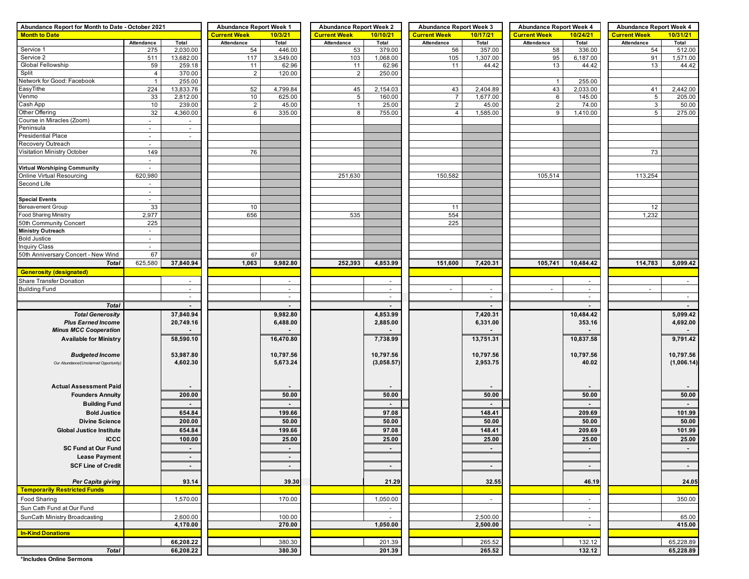| Abundance Report for Month to Date - October 2021 | | | Abundance Report Week 1 | | Abundance Report Week 2 | | Abundance Report Week 3 | | Abundance Report Week 4 | | Abundance Report Week 4 | |
|---|---|---|---|---|---|---|---|---|---|---|---|---|
| **Month to Date** | | | **Current Week** | **10/3/21** | **Current Week** | **10/10/21** | **Current Week** | **10/17/21** | **Current Week** | **10/24/21** | **Current Week** | **10/31/21** |
| | Attendance | Total | Attendance | Total | Attendance | Total | Attendance | Total | Attendance | Total | Attendance | Total |
| Service 1 | 275 | 2,030.00 | 54 | 446.00 | 53 | 379.00 | 56 | 357.00 | 58 | 336.00 | 54 | 512.00 |
| Service 2 | 511 | 13,682.00 | 117 | 3,549.00 | 103 | 1,068.00 | 105 | 1,307.00 | 95 | 6,187.00 | 91 | 1,571.00 |
| Global Fellowship | 59 | 259.18 | 11 | 62.96 | 11 | 62.96 | 11 | 44.42 | 13 | 44.42 | 13 | 44.42 |
| Split | 4 | 370.00 | 2 | 120.00 | 2 | 250.00 | | | | | | |
| Network for Good: Facebook | 1 | 255.00 | | | | | | | 1 | 255.00 | | |
| EasyTithe | 224 | 13,833.76 | 52 | 4,799.84 | 45 | 2,154.03 | 43 | 2,404.89 | 43 | 2,033.00 | 41 | 2,442.00 |
| Venmo | 33 | 2,812.00 | 10 | 625.00 | 5 | 160.00 | 7 | 1,677.00 | 6 | 145.00 | 5 | 205.00 |
| Cash App | 10 | 239.00 | 2 | 45.00 | 1 | 25.00 | 2 | 45.00 | 2 | 74.00 | 3 | 50.00 |
| Other Offering | 32 | 4,360.00 | 6 | 335.00 | 8 | 755.00 | 4 | 1,585.00 | 9 | 1,410.00 | 5 | 275.00 |
| Course in Miracles (Zoom) | - | - | | | | | | | | | | |
| Peninsula | - | - | | | | | | | | | | |
| Presidential Place | - | - | | | | | | | | | | |
| Recovery Outreach | - | | | | | | | | | | | |
| Visitation Ministry October | 149 | | 76 | | | | | | | | 73 | |
| | - | | | | | | | | | | | |
| **Virtual Worshiping Community** | - | | | | | | | | | | | |
| Online Virtual Resourcing | 620,980 | | | | 251,630 | | 150,582 | | 105,514 | | 113,254 | |
| Second Life | - | | | | | | | | | | | |
| | - | | | | | | | | | | | |
| **Special Events** | - | | | | | | | | | | | |
| Bereavement Group | 33 | | 10 | | | | 11 | | | | 12 | |
| Food Sharing Ministry | 2,977 | | 656 | | 535 | | 554 | | | | 1,232 | |
| 50th Community Concert | 225 | | | | | | 225 | | | | | |
| **Ministry Outreach** | - | | | | | | | | | | | |
| Bold Justice | - | | | | | | | | | | | |
| Inquiry Class | - | | | | | | | | | | | |
| 50th Anniversary Concert - New Wind | 67 | | 67 | | | | | | | | | |
| ***Total*** | 625,580 | **37,840.94** | **1,063** | **9,982.80** | **252,393** | **4,853.99** | **151,600** | **7,420.31** | **105,741** | **10,484.42** | **114,783** | **5,099.42** |
| **Generosity (designated)** | | | | | | | | | | | | |
| Share Transfer Donation | | - | | - | | - | | | | - | | - |
| Building Fund | | - | | - | | - | - | - | - | - | - | |
| | | - | | - | | - | | - | | - | | - |
| ***Total*** | | **-** | | **-** | | **-** | | **-** | | **-** | | **-** |
| ***Total Generosity*** | | **37,840.94** | | **9,982.80** | | **4,853.99** | | **7,420.31** | | **10,484.42** | | **5,099.42** |
| ***Plus Earned Income*** | | **20,749.16** | | **6,488.00** | | **2,885.00** | | **6,331.00** | | **353.16** | | **4,692.00** |
| ***Minus MCC Cooperation*** | | **-** | | **-** | | **-** | | **-** | | **-** | | **-** |
| **Available for Ministry** | | **58,590.10** | | **16,470.80** | | **7,738.99** | | **13,751.31** | | **10,837.58** | | **9,791.42** |
| ***Budgeted Income*** | | **53,987.80** | | **10,797.56** | | **10,797.56** | | **10,797.56** | | **10,797.56** | | **10,797.56** |
| *Our Abundance/(Unclaimed Opportunity)* | | **4,602.30** | | **5,673.24** | | **(3,058.57)** | | **2,953.75** | | **40.02** | | **(1,006.14)** |
| **Actual Assessment Paid** | | **-** | | **-** | | **-** | | **-** | | **-** | | **-** |
| **Founders Annuity** | | **200.00** | | **50.00** | | **50.00** | | **50.00** | | **50.00** | | **50.00** |
| **Building Fund** | | **-** | | **-** | | **-** | | **-** | | **-** | | **-** |
| **Bold Justice** | | **654.84** | | **199.66** | | **97.08** | | **148.41** | | **209.69** | | **101.99** |
| **Divine Science** | | **200.00** | | **50.00** | | **50.00** | | **50.00** | | **50.00** | | **50.00** |
| **Global Justice Institute** | | **654.84** | | **199.66** | | **97.08** | | **148.41** | | **209.69** | | **101.99** |
| **ICCC** | | **100.00** | | **25.00** | | **25.00** | | **25.00** | | **25.00** | | **25.00** |
| **SC Fund at Our Fund** | | **-** | | **-** | | **-** | | **-** | | **-** | | **-** |
| **Lease Payment** | | **-** | | **-** | | | | | | | | |
| **SCF Line of Credit** | | **-** | | **-** | | **-** | | **-** | | **-** | | **-** |
| ***Per Capita giving*** | | **93.14** | | **39.30** | | **21.29** | | **32.55** | | **46.19** | | **24.05** |
| **Temporarily Restricted Funds** | | | | | | | | | | | | |
| Food Sharing | | 1,570.00 | | 170.00 | | 1,050.00 | | - | | - | | 350.00 |
| Sun Cath Fund at Our Fund | | | | | | - | | | | - | | |
| SunCath Ministry Broadcasting | | 2,600.00 | | 100.00 | | - | | 2,500.00 | | - | | 65.00 |
| | | **4,170.00** | | **270.00** | | **1,050.00** | | **2,500.00** | | **-** | | **415.00** |
| **In-Kind Donations** | | | | | | | | | | | | |
| | | **66,208.22** | | 380.30 | | 201.39 | | 265.52 | | 132.12 | | 65,228.89 |
| ***Total*** | | **66,208.22** | | **380.30** | | **201.39** | | **265.52** | | **132.12** | | **65,228.89** |

**\*Includes Online Sermons**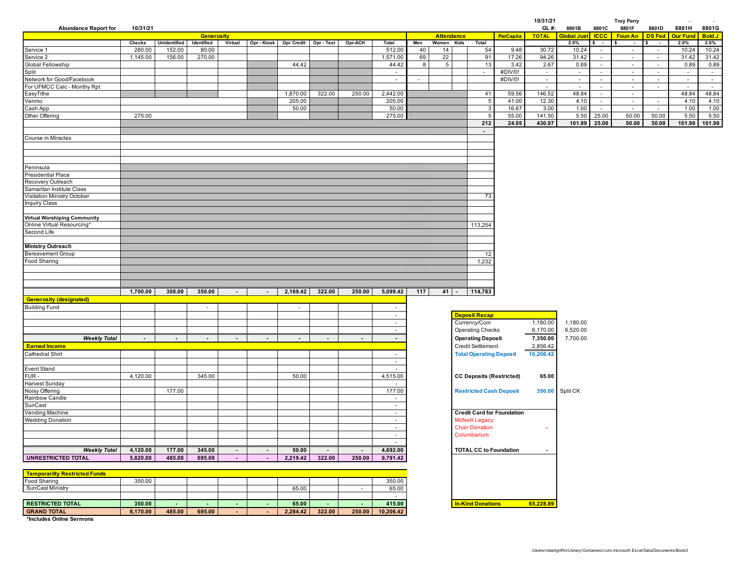**Abundance Report for** 10/31/21

| | Checks | Unidentified | Identified | Virtual | Opr - Kiosk | Opr Credit | Opr - Text | Opr-ACH | Total | Men | Women | Kids | Total | PerCapita | TOTAL | Global Just | ICCC | Foun An | DS Fed | Our Fund | Bold J |
|---|---|---|---|---|---|---|---|---|---|---|---|---|---|---|---|---|---|---|---|---|---|
| | **Generosity** | | | | | | | | | **Attendance** | | | | | 10/31/21 GL #: | 8801B | 8801C | Troy Perry 8801F | 8801D | - 8801H | - 8801G |
| | | | | | | | | | | | | | | | | 2.0% | $ - | $ - | $ - | 2.0% | 2.0% |
| Service 1 | 280.00 | 152.00 | 80.00 | | | | | | 512.00 | 40 | 14 | | 54 | 9.48 | 30.72 | 10.24 | - | - | - | 10.24 | 10.24 |
| Service 2 | 1,145.00 | 156.00 | 270.00 | | | | | | 1,571.00 | 69 | 22 | | 91 | 17.26 | 94.26 | 31.42 | - | - | - | 31.42 | 31.42 |
| Global Fellowship | | | | | | 44.42 | | | 44.42 | 8 | 5 | | 13 | 3.42 | 2.67 | 0.89 | - | - | - | 0.89 | 0.89 |
| Split | | | | | | | | | - | | | | - | #DIV/0! | - | - | - | - | - | - | - |
| Network for Good/Facebook | | | | | | | | | - | - | | | | #DIV/0! | - | - | - | - | - | - | - |
| For UFMCC Calc - Monthy Rpt | | | | | | | | | | | | | | | - | - | - | - | - | - | - |
| EasyTithe | | | | | | 1,870.00 | 322.00 | 250.00 | 2,442.00 | | | | 41 | 59.56 | 146.52 | 48.84 | - | - | | 48.84 | 48.84 |
| Venmo | | | | | | 205.00 | | | 205.00 | | | | 5 | 41.00 | 12.30 | 4.10 | - | - | - | 4.10 | 4.10 |
| Cash App | | | | | | 50.00 | | | 50.00 | | | | 3 | 16.67 | 3.00 | 1.00 | - | - | - | 1.00 | 1.00 |
| Other Offering | 275.00 | | | | | | | | 275.00 | | | | 5 | 55.00 | 141.50 | 5.50 | 25.00 | 50.00 | 50.00 | 5.50 | 5.50 |
| | | | | | | | | | | | | | **212** | **24.05** | **430.97** | **101.99** | **25.00** | **50.00** | **50.00** | **101.99** | **101.99** |
| | | | | | | | | | | | | | - | | | | | | | | |
| Course in Miracles | | | | | | | | | | | | | | | | | | | | | |
| Peninsula | | | | | | | | | | | | | | | | | | | | | |
| Presidential Place | | | | | | | | | | | | | | | | | | | | | |
| Recovery Outreach | | | | | | | | | | | | | | | | | | | | | |
| Samaritan Institute Class | | | | | | | | | | | | | | | | | | | | | |
| Visitation Ministry October | | | | | | | | | | | | | 73 | | | | | | | | |
| Inquiry Class | | | | | | | | | | | | | | | | | | | | | |
| **Virtual Worshiping Community** | | | | | | | | | | | | | | | | | | | | | |
| Online Virtual Resourcing* | | | | | | | | | | | | | 113,254 | | | | | | | | |
| Second Life | | | | | | | | | | | | | | | | | | | | | |
| **Ministry Outreach** | | | | | | | | | | | | | | | | | | | | | |
| Bereavement Group | | | | | | | | | | | | | 12 | | | | | | | | |
| Food Sharing | | | | | | | | | | | | | 1,232 | | | | | | | | |
| | **1,700.00** | **308.00** | **350.00** | **-** | **-** | **2,169.42** | **322.00** | **250.00** | **5,099.42** | **117** | **41** | **-** | **114,783** | | | | | | | | |

| | Checks | Unidentified | Identified | Virtual | Opr - Kiosk | Opr Credit | Opr - Text | Opr-ACH | Total |
|---|---|---|---|---|---|---|---|---|---|
| **Generosity (designated)** | | | | | | | | | |
| Building Fund | | | - | | | - | | | - |
| | | | | | | | | | - |
| | | | | | | | | | - |
| | | | | | | | | | - |
| ***Weekly Total*** | **-** | **-** | **-** | **-** | **-** | **-** | **-** | **-** | **-** |
| **Earned Income** | | | | | | | | | |
| Cathedral Shirt | | | | | | | | | - |
| | | | | | | | | | - |
| Event Stand | | | | | | | | | - |
| FUR - | 4,120.00 | | 345.00 | | | 50.00 | | | 4,515.00 |
| Harvest Sunday | | | | | | | | | - |
| Noisy Offering | | 177.00 | | | | | | | 177.00 |
| Rainbow Candle | | | | | | | | | - |
| SunCast | | | | | | | | | - |
| Vending Machine | | | | | | | | | - |
| Wedding Donation | | | | | | | | | - |
| | | | | | | | | | - |
| | | | | | | | | | - |
| | | | | | | | | | - |
| ***Weekly Total*** | **4,120.00** | **177.00** | **345.00** | **-** | **-** | **50.00** | **-** | **-** | **4,692.00** |
| **UNRESTRICTED TOTAL** | **5,820.00** | **485.00** | **695.00** | **-** | **-** | **2,219.42** | **322.00** | **250.00** | **9,791.42** |
| **Temporarilty Restricted Funds** | | | | | | | | | |
| Food Sharing | 350.00 | | | | | | | | 350.00 |
| SunCast Ministry | | | | | | 65.00 | | - | 65.00 |
| | | | | | | | | | - |
| **RESTRICTED TOTAL** | **350.00** | **-** | **-** | **-** | **-** | **65.00** | **-** | **-** | **415.00** |
| **GRAND TOTAL** | **6,170.00** | **485.00** | **695.00** | **-** | **-** | **2,284.42** | **322.00** | **250.00** | **10,206.42** |

***Includes Online Sermons**

| **Deposit Recap** | | |
|---|---|---|
| Currency/Coin | 1,180.00 | 1,180.00 |
| Operating Checks | 6,170.00 | 6,520.00 |
| **Operating Deposit** | **7,350.00** | 7,700.00 |
| Credit Settlement | 2,856.42 | |
| **Total Operating Deposit** | **10,206.42** | |
| **CC Deposits (Restricted)** | **65.00** | |
| **Restricted Cash Deposit** | **350.00** | Split CK |
| **Credit Card for Foundation** | | |
| McNeill Legacy | | |
| Chair Donation | - | |
| Columbarium | | |
| **TOTAL CC to Foundation** | **-** | |
| **In-Kind Donations** | **65,228.89** | |

/Users/robertgriffin/Library/Containers/com.microsoft.Excel/Data/Documents/Book3